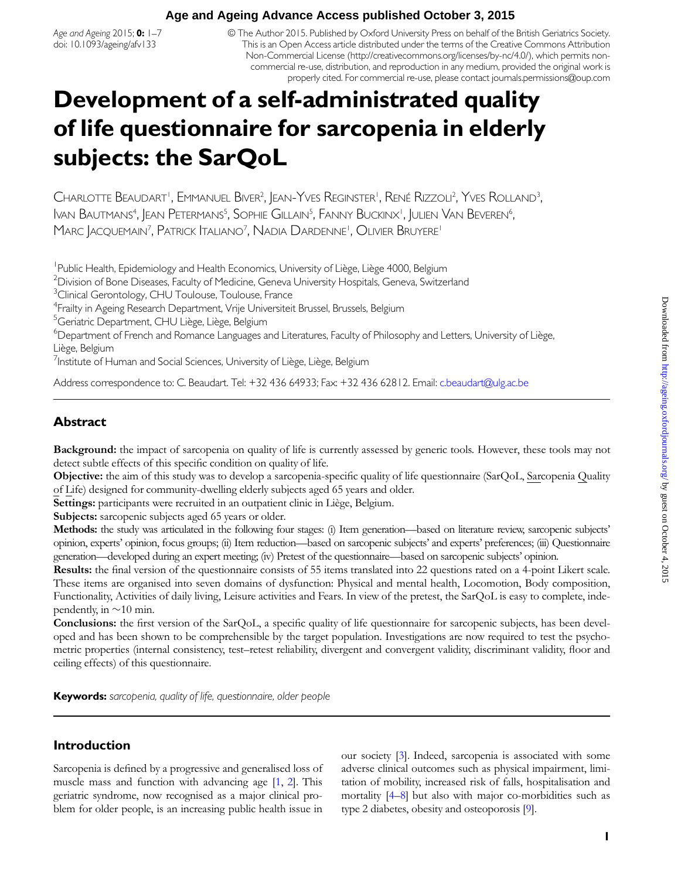# Development of a self-administrated quality of life questionnaire for sarcopenia in elderly subjects: the SarQoL

Charlotte Beaudart[1], Emmanuel Biver[2], Jean-Yves Reginster[1], René Rizzoli[2], Yves Rolland[3], Ivan Bautmans[4], Jean Petermans[5], Sophie Gillain[5], Fanny Buckinx[1], Julien Van Beveren[6], Marc Jacquemain[7], Patrick Italiano[7], Nadia Dardenne[1], Olivier Bruyere[1]

[1]Public Health, Epidemiology and Health Economics, University of Liège, Liège 4000, Belgium
[2]Division of Bone Diseases, Faculty of Medicine, Geneva University Hospitals, Geneva, Switzerland
[3]Clinical Gerontology, CHU Toulouse, Toulouse, France
[4]Frailty in Ageing Research Department, Vrije Universiteit Brussel, Brussels, Belgium
[5]Geriatric Department, CHU Liège, Liège, Belgium
[6]Department of French and Romance Languages and Literatures, Faculty of Philosophy and Letters, University of Liège, Liège, Belgium
[7]Institute of Human and Social Sciences, University of Liège, Liège, Belgium

Address correspondence to: C. Beaudart. Tel: +32 436 64933; Fax: +32 436 62812. Email: c.beaudart@ulg.ac.be

## Abstract

**Background:** the impact of sarcopenia on quality of life is currently assessed by generic tools. However, these tools may not detect subtle effects of this specific condition on quality of life.

**Objective:** the aim of this study was to develop a sarcopenia-specific quality of life questionnaire (SarQoL, Sarcopenia Quality of Life) designed for community-dwelling elderly subjects aged 65 years and older.

**Settings:** participants were recruited in an outpatient clinic in Liège, Belgium.

**Subjects:** sarcopenic subjects aged 65 years or older.

**Methods:** the study was articulated in the following four stages: (i) Item generation—based on literature review, sarcopenic subjects' opinion, experts' opinion, focus groups; (ii) Item reduction—based on sarcopenic subjects' and experts' preferences; (iii) Questionnaire generation—developed during an expert meeting; (iv) Pretest of the questionnaire—based on sarcopenic subjects' opinion.

**Results:** the final version of the questionnaire consists of 55 items translated into 22 questions rated on a 4-point Likert scale. These items are organised into seven domains of dysfunction: Physical and mental health, Locomotion, Body composition, Functionality, Activities of daily living, Leisure activities and Fears. In view of the pretest, the SarQoL is easy to complete, independently, in ~10 min.

**Conclusions:** the first version of the SarQoL, a specific quality of life questionnaire for sarcopenic subjects, has been developed and has been shown to be comprehensible by the target population. Investigations are now required to test the psychometric properties (internal consistency, test–retest reliability, divergent and convergent validity, discriminant validity, floor and ceiling effects) of this questionnaire.

**Keywords:** *sarcopenia, quality of life, questionnaire, older people*

## Introduction

Sarcopenia is defined by a progressive and generalised loss of muscle mass and function with advancing age [1, 2]. This geriatric syndrome, now recognised as a major clinical problem for older people, is an increasing public health issue in our society [3]. Indeed, sarcopenia is associated with some adverse clinical outcomes such as physical impairment, limitation of mobility, increased risk of falls, hospitalisation and mortality [4–8] but also with major co-morbidities such as type 2 diabetes, obesity and osteoporosis [9].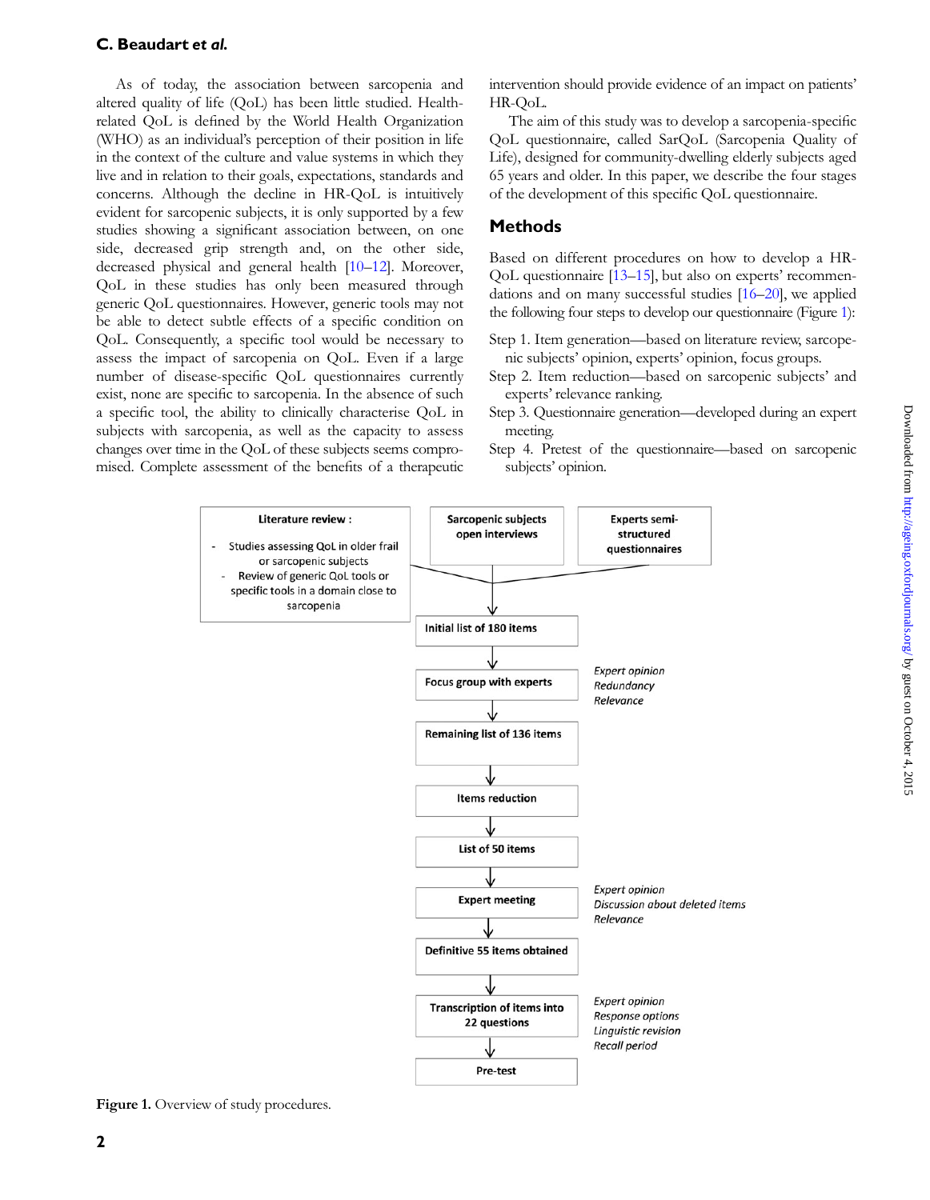As of today, the association between sarcopenia and altered quality of life (QoL) has been little studied. Health-related QoL is defined by the World Health Organization (WHO) as an individual's perception of their position in life in the context of the culture and value systems in which they live and in relation to their goals, expectations, standards and concerns. Although the decline in HR-QoL is intuitively evident for sarcopenic subjects, it is only supported by a few studies showing a significant association between, on one side, decreased grip strength and, on the other side, decreased physical and general health [10–12]. Moreover, QoL in these studies has only been measured through generic QoL questionnaires. However, generic tools may not be able to detect subtle effects of a specific condition on QoL. Consequently, a specific tool would be necessary to assess the impact of sarcopenia on QoL. Even if a large number of disease-specific QoL questionnaires currently exist, none are specific to sarcopenia. In the absence of such a specific tool, the ability to clinically characterise QoL in subjects with sarcopenia, as well as the capacity to assess changes over time in the QoL of these subjects seems compromised. Complete assessment of the benefits of a therapeutic intervention should provide evidence of an impact on patients' HR-QoL.

The aim of this study was to develop a sarcopenia-specific QoL questionnaire, called SarQoL (Sarcopenia Quality of Life), designed for community-dwelling elderly subjects aged 65 years and older. In this paper, we describe the four stages of the development of this specific QoL questionnaire.

## Methods

Based on different procedures on how to develop a HR-QoL questionnaire [13–15], but also on experts' recommendations and on many successful studies [16–20], we applied the following four steps to develop our questionnaire (Figure 1):

Step 1. Item generation—based on literature review, sarcopenic subjects' opinion, experts' opinion, focus groups.
Step 2. Item reduction—based on sarcopenic subjects' and experts' relevance ranking.
Step 3. Questionnaire generation—developed during an expert meeting.
Step 4. Pretest of the questionnaire—based on sarcopenic subjects' opinion.

Literature review:
- Studies assessing QoL in older frail or sarcopenic subjects
- Review of generic QoL tools or specific tools in a domain close to sarcopenia

Sarcopenic subjects open interviews

Experts semi-structured questionnaires

Initial list of 180 items

Focus group with experts — *Expert opinion, Redundancy, Relevance*

Remaining list of 136 items

Items reduction

List of 50 items

Expert meeting — *Expert opinion, Discussion about deleted items, Relevance*

Definitive 55 items obtained

Transcription of items into 22 questions — *Expert opinion, Response options, Linguistic revision, Recall period*

Pre-test

**Figure 1.** Overview of study procedures.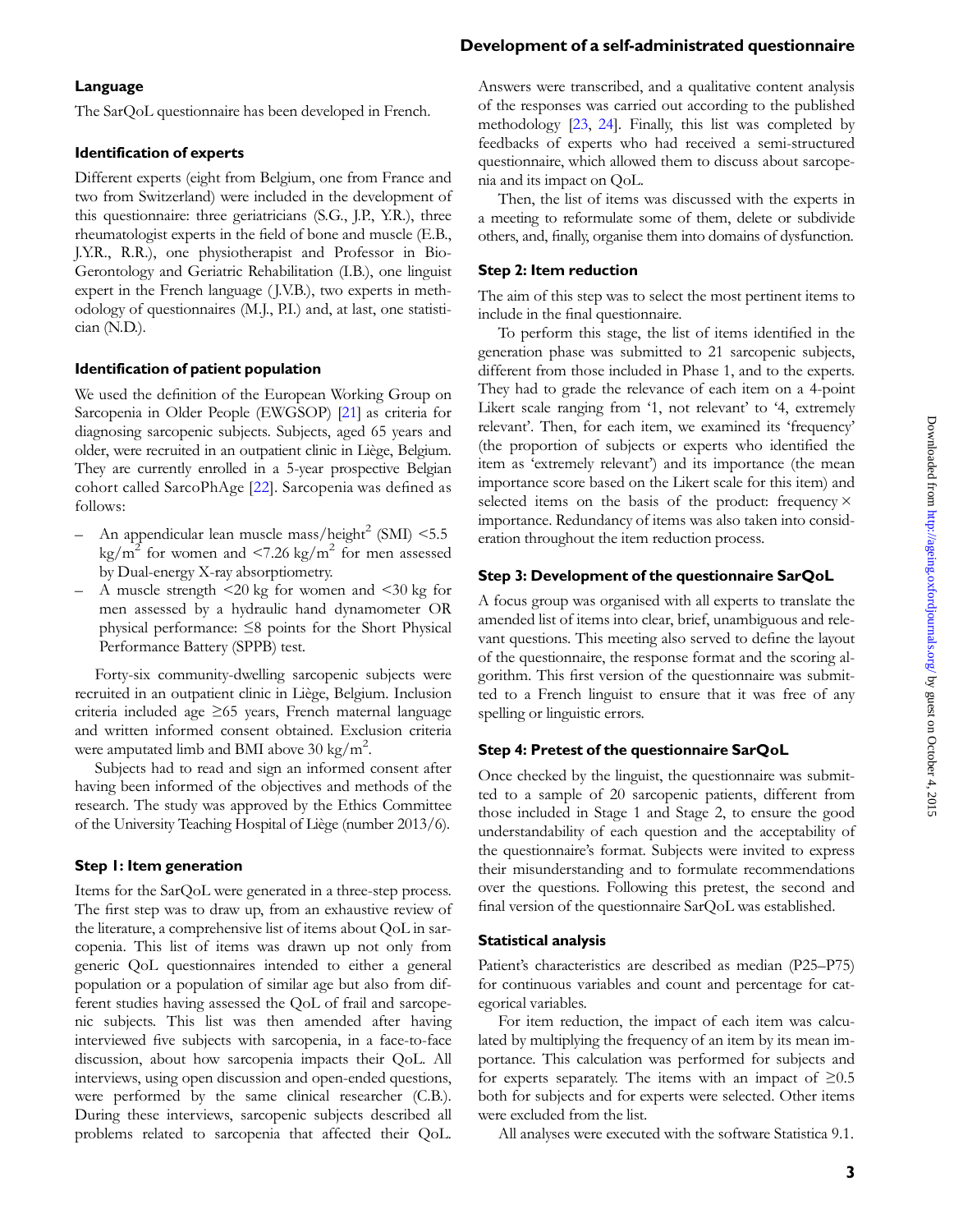## Language

The SarQoL questionnaire has been developed in French.

## Identification of experts

Different experts (eight from Belgium, one from France and two from Switzerland) were included in the development of this questionnaire: three geriatricians (S.G., J.P., Y.R.), three rheumatologist experts in the field of bone and muscle (E.B., J.Y.R., R.R.), one physiotherapist and Professor in Bio-Gerontology and Geriatric Rehabilitation (I.B.), one linguist expert in the French language (J.V.B.), two experts in methodology of questionnaires (M.J., P.I.) and, at last, one statistician (N.D.).

## Identification of patient population

We used the definition of the European Working Group on Sarcopenia in Older People (EWGSOP) [21] as criteria for diagnosing sarcopenic subjects. Subjects, aged 65 years and older, were recruited in an outpatient clinic in Liège, Belgium. They are currently enrolled in a 5-year prospective Belgian cohort called SarcoPhAge [22]. Sarcopenia was defined as follows:

- An appendicular lean muscle mass/height$^2$ (SMI) <5.5 kg/m$^2$ for women and <7.26 kg/m$^2$ for men assessed by Dual-energy X-ray absorptiometry.
- A muscle strength <20 kg for women and <30 kg for men assessed by a hydraulic hand dynamometer OR physical performance: ≤8 points for the Short Physical Performance Battery (SPPB) test.

Forty-six community-dwelling sarcopenic subjects were recruited in an outpatient clinic in Liège, Belgium. Inclusion criteria included age ≥65 years, French maternal language and written informed consent obtained. Exclusion criteria were amputated limb and BMI above 30 kg/m$^2$.

Subjects had to read and sign an informed consent after having been informed of the objectives and methods of the research. The study was approved by the Ethics Committee of the University Teaching Hospital of Liège (number 2013/6).

## Step 1: Item generation

Items for the SarQoL were generated in a three-step process. The first step was to draw up, from an exhaustive review of the literature, a comprehensive list of items about QoL in sarcopenia. This list of items was drawn up not only from generic QoL questionnaires intended to either a general population or a population of similar age but also from different studies having assessed the QoL of frail and sarcopenic subjects. This list was then amended after having interviewed five subjects with sarcopenia, in a face-to-face discussion, about how sarcopenia impacts their QoL. All interviews, using open discussion and open-ended questions, were performed by the same clinical researcher (C.B.). During these interviews, sarcopenic subjects described all problems related to sarcopenia that affected their QoL. Answers were transcribed, and a qualitative content analysis of the responses was carried out according to the published methodology [23, 24]. Finally, this list was completed by feedbacks of experts who had received a semi-structured questionnaire, which allowed them to discuss about sarcopenia and its impact on QoL.

Then, the list of items was discussed with the experts in a meeting to reformulate some of them, delete or subdivide others, and, finally, organise them into domains of dysfunction.

## Step 2: Item reduction

The aim of this step was to select the most pertinent items to include in the final questionnaire.

To perform this stage, the list of items identified in the generation phase was submitted to 21 sarcopenic subjects, different from those included in Phase 1, and to the experts. They had to grade the relevance of each item on a 4-point Likert scale ranging from '1, not relevant' to '4, extremely relevant'. Then, for each item, we examined its 'frequency' (the proportion of subjects or experts who identified the item as 'extremely relevant') and its importance (the mean importance score based on the Likert scale for this item) and selected items on the basis of the product: frequency × importance. Redundancy of items was also taken into consideration throughout the item reduction process.

## Step 3: Development of the questionnaire SarQoL

A focus group was organised with all experts to translate the amended list of items into clear, brief, unambiguous and relevant questions. This meeting also served to define the layout of the questionnaire, the response format and the scoring algorithm. This first version of the questionnaire was submitted to a French linguist to ensure that it was free of any spelling or linguistic errors.

## Step 4: Pretest of the questionnaire SarQoL

Once checked by the linguist, the questionnaire was submitted to a sample of 20 sarcopenic patients, different from those included in Stage 1 and Stage 2, to ensure the good understandability of each question and the acceptability of the questionnaire's format. Subjects were invited to express their misunderstanding and to formulate recommendations over the questions. Following this pretest, the second and final version of the questionnaire SarQoL was established.

## Statistical analysis

Patient's characteristics are described as median (P25–P75) for continuous variables and count and percentage for categorical variables.

For item reduction, the impact of each item was calculated by multiplying the frequency of an item by its mean importance. This calculation was performed for subjects and for experts separately. The items with an impact of ≥0.5 both for subjects and for experts were selected. Other items were excluded from the list.

All analyses were executed with the software Statistica 9.1.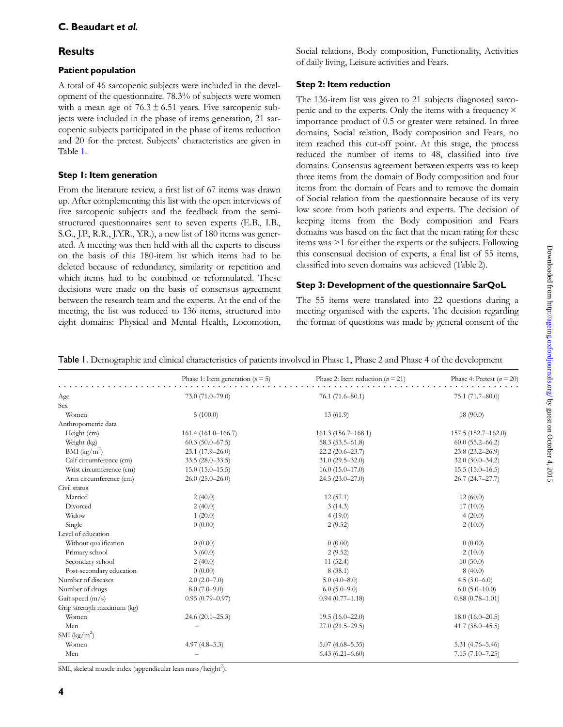## Results

### Patient population

A total of 46 sarcopenic subjects were included in the development of the questionnaire. 78.3% of subjects were women with a mean age of 76.3 ± 6.51 years. Five sarcopenic subjects were included in the phase of items generation, 21 sarcopenic subjects participated in the phase of items reduction and 20 for the pretest. Subjects' characteristics are given in Table 1.

### Step 1: Item generation

From the literature review, a first list of 67 items was drawn up. After complementing this list with the open interviews of five sarcopenic subjects and the feedback from the semi-structured questionnaires sent to seven experts (E.B., I.B., S.G., J.P., R.R., J.Y.R., Y.R.), a new list of 180 items was generated. A meeting was then held with all the experts to discuss on the basis of this 180-item list which items had to be deleted because of redundancy, similarity or repetition and which items had to be combined or reformulated. These decisions were made on the basis of consensus agreement between the research team and the experts. At the end of the meeting, the list was reduced to 136 items, structured into eight domains: Physical and Mental Health, Locomotion, Social relations, Body composition, Functionality, Activities of daily living, Leisure activities and Fears.

### Step 2: Item reduction

The 136-item list was given to 21 subjects diagnosed sarcopenic and to the experts. Only the items with a frequency × importance product of 0.5 or greater were retained. In three domains, Social relation, Body composition and Fears, no item reached this cut-off point. At this stage, the process reduced the number of items to 48, classified into five domains. Consensus agreement between experts was to keep three items from the domain of Body composition and four items from the domain of Fears and to remove the domain of Social relation from the questionnaire because of its very low score from both patients and experts. The decision of keeping items from the Body composition and Fears domains was based on the fact that the mean rating for these items was >1 for either the experts or the subjects. Following this consensual decision of experts, a final list of 55 items, classified into seven domains was achieved (Table 2).

### Step 3: Development of the questionnaire SarQoL

The 55 items were translated into 22 questions during a meeting organised with the experts. The decision regarding the format of questions was made by general consent of the

Table 1. Demographic and clinical characteristics of patients involved in Phase 1, Phase 2 and Phase 4 of the development

| | Phase 1: Item generation ($n = 5$) | Phase 2: Item reduction ($n = 21$) | Phase 4: Pretest ($n = 20$) |
|---|---|---|---|
| Age | 73.0 (71.0–79.0) | 76.1 (71.6–80.1) | 75.1 (71.7–80.0) |
| Sex | | | |
| Women | 5 (100.0) | 13 (61.9) | 18 (90.0) |
| Anthropometric data | | | |
| Height (cm) | 161.4 (161.0–166.7) | 161.3 (156.7–168.1) | 157.5 (152.7–162.0) |
| Weight (kg) | 60.3 (50.0–67.5) | 58.3 (53.5–61.8) | 60.0 (55.2–66.2) |
| BMI (kg/m$^2$) | 23.1 (17.9–26.0) | 22.2 (20.6–23.7) | 23.8 (23.2–26.9) |
| Calf circumference (cm) | 33.5 (28.0–33.5) | 31.0 (29.5–32.0) | 32.0 (30.0–34.2) |
| Wrist circumference (cm) | 15.0 (15.0–15.5) | 16.0 (15.0–17.0) | 15.5 (15.0–16.5) |
| Arm circumference (cm) | 26.0 (25.0–26.0) | 24.5 (23.0–27.0) | 26.7 (24.7–27.7) |
| Civil status | | | |
| Married | 2 (40.0) | 12 (57.1) | 12 (60.0) |
| Divorced | 2 (40.0) | 3 (14.3) | 17 (10.0) |
| Widow | 1 (20.0) | 4 (19.0) | 4 (20.0) |
| Single | 0 (0.00) | 2 (9.52) | 2 (10.0) |
| Level of education | | | |
| Without qualification | 0 (0.00) | 0 (0.00) | 0 (0.00) |
| Primary school | 3 (60.0) | 2 (9.52) | 2 (10.0) |
| Secondary school | 2 (40.0) | 11 (52.4) | 10 (50.0) |
| Post-secondary education | 0 (0.00) | 8 (38.1) | 8 (40.0) |
| Number of diseases | 2.0 (2.0–7.0) | 5.0 (4.0–8.0) | 4.5 (3.0–6.0) |
| Number of drugs | 8.0 (7.0–9.0) | 6.0 (5.0–9.0) | 6.0 (5.0–10.0) |
| Gait speed (m/s) | 0.95 (0.79–0.97) | 0.94 (0.77–1.18) | 0.88 (0.78–1.01) |
| Grip strength maximum (kg) | | | |
| Women | 24.6 (20.1–25.3) | 19.5 (16.0–22.0) | 18.0 (16.0–20.5) |
| Men | – | 27.0 (21.5–29.5) | 41.7 (38.0–45.5) |
| SMI (kg/m$^2$) | | | |
| Women | 4.97 (4.8–5.3) | 5.07 (4.68–5.35) | 5.31 (4.76–5.46) |
| Men | – | 6.43 (6.21–6.60) | 7.15 (7.10–7.25) |

SMI, skeletal muscle index (appendicular lean mass/height$^2$).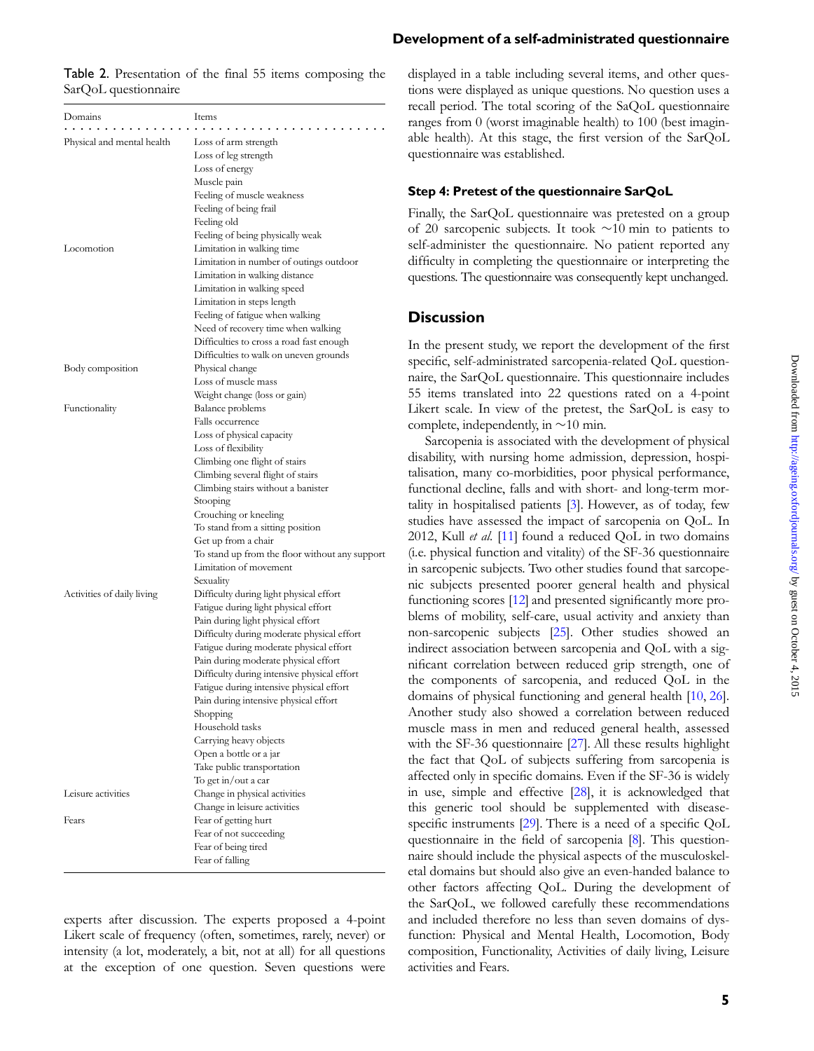Table 2. Presentation of the final 55 items composing the SarQoL questionnaire

| Domains | Items |
| --- | --- |
| Physical and mental health | Loss of arm strength |
| | Loss of leg strength |
| | Loss of energy |
| | Muscle pain |
| | Feeling of muscle weakness |
| | Feeling of being frail |
| | Feeling old |
| | Feeling of being physically weak |
| Locomotion | Limitation in walking time |
| | Limitation in number of outings outdoor |
| | Limitation in walking distance |
| | Limitation in walking speed |
| | Limitation in steps length |
| | Feeling of fatigue when walking |
| | Need of recovery time when walking |
| | Difficulties to cross a road fast enough |
| | Difficulties to walk on uneven grounds |
| Body composition | Physical change |
| | Loss of muscle mass |
| | Weight change (loss or gain) |
| Functionality | Balance problems |
| | Falls occurrence |
| | Loss of physical capacity |
| | Loss of flexibility |
| | Climbing one flight of stairs |
| | Climbing several flight of stairs |
| | Climbing stairs without a banister |
| | Stooping |
| | Crouching or kneeling |
| | To stand from a sitting position |
| | Get up from a chair |
| | To stand up from the floor without any support |
| | Limitation of movement |
| | Sexuality |
| Activities of daily living | Difficulty during light physical effort |
| | Fatigue during light physical effort |
| | Pain during light physical effort |
| | Difficulty during moderate physical effort |
| | Fatigue during moderate physical effort |
| | Pain during moderate physical effort |
| | Difficulty during intensive physical effort |
| | Fatigue during intensive physical effort |
| | Pain during intensive physical effort |
| | Shopping |
| | Household tasks |
| | Carrying heavy objects |
| | Open a bottle or a jar |
| | Take public transportation |
| | To get in/out a car |
| Leisure activities | Change in physical activities |
| | Change in leisure activities |
| Fears | Fear of getting hurt |
| | Fear of not succeeding |
| | Fear of being tired |
| | Fear of falling |

experts after discussion. The experts proposed a 4-point Likert scale of frequency (often, sometimes, rarely, never) or intensity (a lot, moderately, a bit, not at all) for all questions at the exception of one question. Seven questions were displayed in a table including several items, and other questions were displayed as unique questions. No question uses a recall period. The total scoring of the SaQoL questionnaire ranges from 0 (worst imaginable health) to 100 (best imaginable health). At this stage, the first version of the SarQoL questionnaire was established.

### Step 4: Pretest of the questionnaire SarQoL

Finally, the SarQoL questionnaire was pretested on a group of 20 sarcopenic subjects. It took ~10 min to patients to self-administer the questionnaire. No patient reported any difficulty in completing the questionnaire or interpreting the questions. The questionnaire was consequently kept unchanged.

## Discussion

In the present study, we report the development of the first specific, self-administrated sarcopenia-related QoL questionnaire, the SarQoL questionnaire. This questionnaire includes 55 items translated into 22 questions rated on a 4-point Likert scale. In view of the pretest, the SarQoL is easy to complete, independently, in ~10 min.

Sarcopenia is associated with the development of physical disability, with nursing home admission, depression, hospitalisation, many co-morbidities, poor physical performance, functional decline, falls and with short- and long-term mortality in hospitalised patients [3]. However, as of today, few studies have assessed the impact of sarcopenia on QoL. In 2012, Kull *et al.* [11] found a reduced QoL in two domains (i.e. physical function and vitality) of the SF-36 questionnaire in sarcopenic subjects. Two other studies found that sarcopenic subjects presented poorer general health and physical functioning scores [12] and presented significantly more problems of mobility, self-care, usual activity and anxiety than non-sarcopenic subjects [25]. Other studies showed an indirect association between sarcopenia and QoL with a significant correlation between reduced grip strength, one of the components of sarcopenia, and reduced QoL in the domains of physical functioning and general health [10, 26]. Another study also showed a correlation between reduced muscle mass in men and reduced general health, assessed with the SF-36 questionnaire [27]. All these results highlight the fact that QoL of subjects suffering from sarcopenia is affected only in specific domains. Even if the SF-36 is widely in use, simple and effective [28], it is acknowledged that this generic tool should be supplemented with disease-specific instruments [29]. There is a need of a specific QoL questionnaire in the field of sarcopenia [8]. This questionnaire should include the physical aspects of the musculoskeletal domains but should also give an even-handed balance to other factors affecting QoL. During the development of the SarQoL, we followed carefully these recommendations and included therefore no less than seven domains of dysfunction: Physical and Mental Health, Locomotion, Body composition, Functionality, Activities of daily living, Leisure activities and Fears.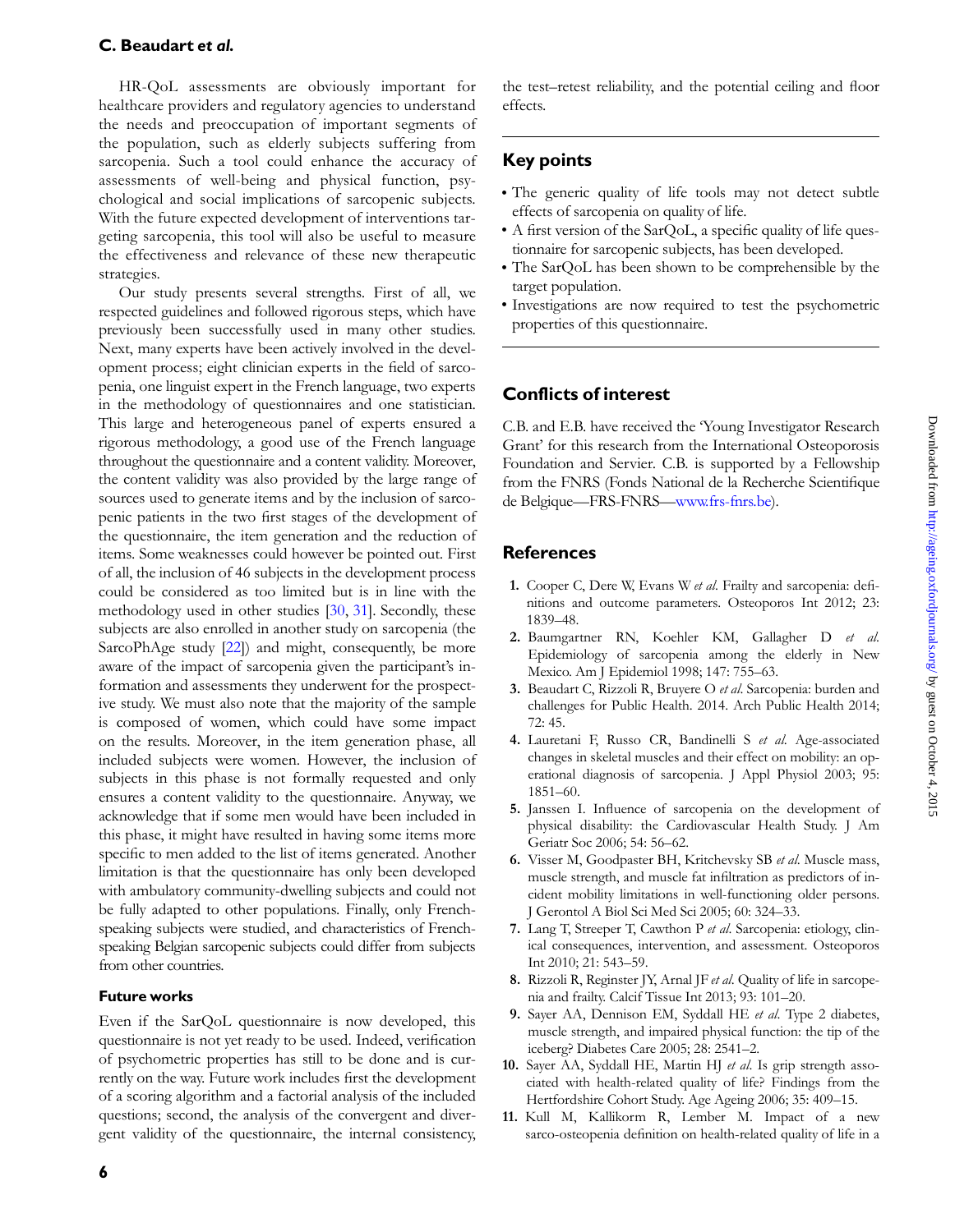HR-QoL assessments are obviously important for healthcare providers and regulatory agencies to understand the needs and preoccupation of important segments of the population, such as elderly subjects suffering from sarcopenia. Such a tool could enhance the accuracy of assessments of well-being and physical function, psychological and social implications of sarcopenic subjects. With the future expected development of interventions targeting sarcopenia, this tool will also be useful to measure the effectiveness and relevance of these new therapeutic strategies.

Our study presents several strengths. First of all, we respected guidelines and followed rigorous steps, which have previously been successfully used in many other studies. Next, many experts have been actively involved in the development process; eight clinician experts in the field of sarcopenia, one linguist expert in the French language, two experts in the methodology of questionnaires and one statistician. This large and heterogeneous panel of experts ensured a rigorous methodology, a good use of the French language throughout the questionnaire and a content validity. Moreover, the content validity was also provided by the large range of sources used to generate items and by the inclusion of sarcopenic patients in the two first stages of the development of the questionnaire, the item generation and the reduction of items. Some weaknesses could however be pointed out. First of all, the inclusion of 46 subjects in the development process could be considered as too limited but is in line with the methodology used in other studies [30, 31]. Secondly, these subjects are also enrolled in another study on sarcopenia (the SarcoPhAge study [22]) and might, consequently, be more aware of the impact of sarcopenia given the participant's information and assessments they underwent for the prospective study. We must also note that the majority of the sample is composed of women, which could have some impact on the results. Moreover, in the item generation phase, all included subjects were women. However, the inclusion of subjects in this phase is not formally requested and only ensures a content validity to the questionnaire. Anyway, we acknowledge that if some men would have been included in this phase, it might have resulted in having some items more specific to men added to the list of items generated. Another limitation is that the questionnaire has only been developed with ambulatory community-dwelling subjects and could not be fully adapted to other populations. Finally, only French-speaking subjects were studied, and characteristics of French-speaking Belgian sarcopenic subjects could differ from subjects from other countries.

### Future works

Even if the SarQoL questionnaire is now developed, this questionnaire is not yet ready to be used. Indeed, verification of psychometric properties has still to be done and is currently on the way. Future work includes first the development of a scoring algorithm and a factorial analysis of the included questions; second, the analysis of the convergent and divergent validity of the questionnaire, the internal consistency, the test–retest reliability, and the potential ceiling and floor effects.

## Key points

- The generic quality of life tools may not detect subtle effects of sarcopenia on quality of life.
- A first version of the SarQoL, a specific quality of life questionnaire for sarcopenic subjects, has been developed.
- The SarQoL has been shown to be comprehensible by the target population.
- Investigations are now required to test the psychometric properties of this questionnaire.

## Conflicts of interest

C.B. and E.B. have received the 'Young Investigator Research Grant' for this research from the International Osteoporosis Foundation and Servier. C.B. is supported by a Fellowship from the FNRS (Fonds National de la Recherche Scientifique de Belgique—FRS-FNRS—www.frs-fnrs.be).

## References

1. Cooper C, Dere W, Evans W *et al.* Frailty and sarcopenia: definitions and outcome parameters. Osteoporos Int 2012; 23: 1839–48.
2. Baumgartner RN, Koehler KM, Gallagher D *et al.* Epidemiology of sarcopenia among the elderly in New Mexico. Am J Epidemiol 1998; 147: 755–63.
3. Beaudart C, Rizzoli R, Bruyere O *et al.* Sarcopenia: burden and challenges for Public Health. 2014. Arch Public Health 2014; 72: 45.
4. Lauretani F, Russo CR, Bandinelli S *et al.* Age-associated changes in skeletal muscles and their effect on mobility: an operational diagnosis of sarcopenia. J Appl Physiol 2003; 95: 1851–60.
5. Janssen I. Influence of sarcopenia on the development of physical disability: the Cardiovascular Health Study. J Am Geriatr Soc 2006; 54: 56–62.
6. Visser M, Goodpaster BH, Kritchevsky SB *et al.* Muscle mass, muscle strength, and muscle fat infiltration as predictors of incident mobility limitations in well-functioning older persons. J Gerontol A Biol Sci Med Sci 2005; 60: 324–33.
7. Lang T, Streeper T, Cawthon P *et al.* Sarcopenia: etiology, clinical consequences, intervention, and assessment. Osteoporos Int 2010; 21: 543–59.
8. Rizzoli R, Reginster JY, Arnal JF *et al.* Quality of life in sarcopenia and frailty. Calcif Tissue Int 2013; 93: 101–20.
9. Sayer AA, Dennison EM, Syddall HE *et al.* Type 2 diabetes, muscle strength, and impaired physical function: the tip of the iceberg? Diabetes Care 2005; 28: 2541–2.
10. Sayer AA, Syddall HE, Martin HJ *et al.* Is grip strength associated with health-related quality of life? Findings from the Hertfordshire Cohort Study. Age Ageing 2006; 35: 409–15.
11. Kull M, Kallikorm R, Lember M. Impact of a new sarco-osteopenia definition on health-related quality of life in a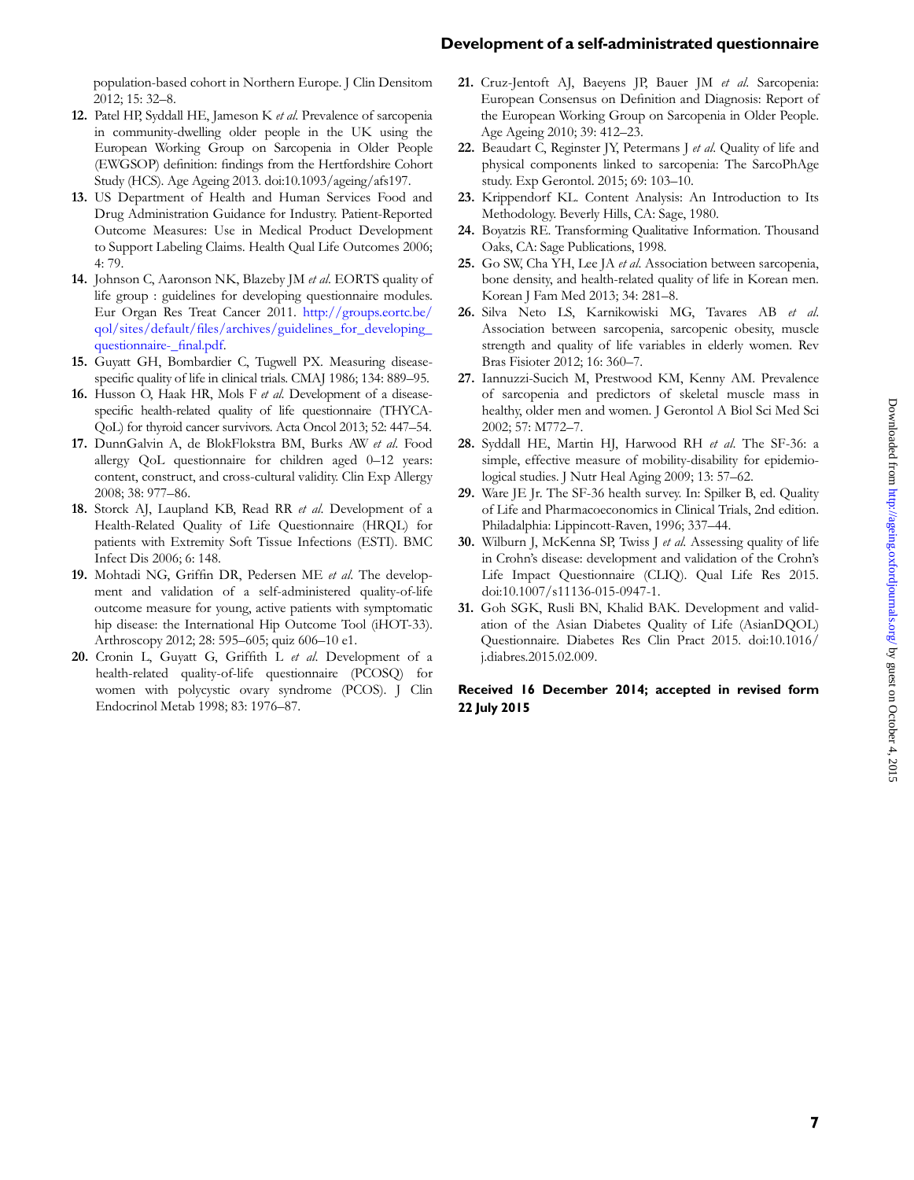population-based cohort in Northern Europe. J Clin Densitom 2012; 15: 32–8.

12. Patel HP, Syddall HE, Jameson K *et al.* Prevalence of sarcopenia in community-dwelling older people in the UK using the European Working Group on Sarcopenia in Older People (EWGSOP) definition: findings from the Hertfordshire Cohort Study (HCS). Age Ageing 2013. doi:10.1093/ageing/afs197.
13. US Department of Health and Human Services Food and Drug Administration Guidance for Industry. Patient-Reported Outcome Measures: Use in Medical Product Development to Support Labeling Claims. Health Qual Life Outcomes 2006; 4: 79.
14. Johnson C, Aaronson NK, Blazeby JM *et al.* EORTS quality of life group : guidelines for developing questionnaire modules. Eur Organ Res Treat Cancer 2011. http://groups.eortc.be/qol/sites/default/files/archives/guidelines_for_developing_questionnaire-_final.pdf.
15. Guyatt GH, Bombardier C, Tugwell PX. Measuring disease-specific quality of life in clinical trials. CMAJ 1986; 134: 889–95.
16. Husson O, Haak HR, Mols F *et al.* Development of a disease-specific health-related quality of life questionnaire (THYCA-QoL) for thyroid cancer survivors. Acta Oncol 2013; 52: 447–54.
17. DunnGalvin A, de BlokFlokstra BM, Burks AW *et al.* Food allergy QoL questionnaire for children aged 0–12 years: content, construct, and cross-cultural validity. Clin Exp Allergy 2008; 38: 977–86.
18. Storck AJ, Laupland KB, Read RR *et al.* Development of a Health-Related Quality of Life Questionnaire (HRQL) for patients with Extremity Soft Tissue Infections (ESTI). BMC Infect Dis 2006; 6: 148.
19. Mohtadi NG, Griffin DR, Pedersen ME *et al.* The development and validation of a self-administered quality-of-life outcome measure for young, active patients with symptomatic hip disease: the International Hip Outcome Tool (iHOT-33). Arthroscopy 2012; 28: 595–605; quiz 606–10 e1.
20. Cronin L, Guyatt G, Griffith L *et al.* Development of a health-related quality-of-life questionnaire (PCOSQ) for women with polycystic ovary syndrome (PCOS). J Clin Endocrinol Metab 1998; 83: 1976–87.
21. Cruz-Jentoft AJ, Baeyens JP, Bauer JM *et al.* Sarcopenia: European Consensus on Definition and Diagnosis: Report of the European Working Group on Sarcopenia in Older People. Age Ageing 2010; 39: 412–23.
22. Beaudart C, Reginster JY, Petermans J *et al.* Quality of life and physical components linked to sarcopenia: The SarcoPhAge study. Exp Gerontol. 2015; 69: 103–10.
23. Krippendorf KL. Content Analysis: An Introduction to Its Methodology. Beverly Hills, CA: Sage, 1980.
24. Boyatzis RE. Transforming Qualitative Information. Thousand Oaks, CA: Sage Publications, 1998.
25. Go SW, Cha YH, Lee JA *et al.* Association between sarcopenia, bone density, and health-related quality of life in Korean men. Korean J Fam Med 2013; 34: 281–8.
26. Silva Neto LS, Karnikowiski MG, Tavares AB *et al.* Association between sarcopenia, sarcopenic obesity, muscle strength and quality of life variables in elderly women. Rev Bras Fisioter 2012; 16: 360–7.
27. Iannuzzi-Sucich M, Prestwood KM, Kenny AM. Prevalence of sarcopenia and predictors of skeletal muscle mass in healthy, older men and women. J Gerontol A Biol Sci Med Sci 2002; 57: M772–7.
28. Syddall HE, Martin HJ, Harwood RH *et al.* The SF-36: a simple, effective measure of mobility-disability for epidemiological studies. J Nutr Heal Aging 2009; 13: 57–62.
29. Ware JE Jr. The SF-36 health survey. In: Spilker B, ed. Quality of Life and Pharmacoeconomics in Clinical Trials, 2nd edition. Philadalphia: Lippincott-Raven, 1996; 337–44.
30. Wilburn J, McKenna SP, Twiss J *et al.* Assessing quality of life in Crohn's disease: development and validation of the Crohn's Life Impact Questionnaire (CLIQ). Qual Life Res 2015. doi:10.1007/s11136-015-0947-1.
31. Goh SGK, Rusli BN, Khalid BAK. Development and validation of the Asian Diabetes Quality of Life (AsianDQOL) Questionnaire. Diabetes Res Clin Pract 2015. doi:10.1016/j.diabres.2015.02.009.

**Received 16 December 2014; accepted in revised form 22 July 2015**